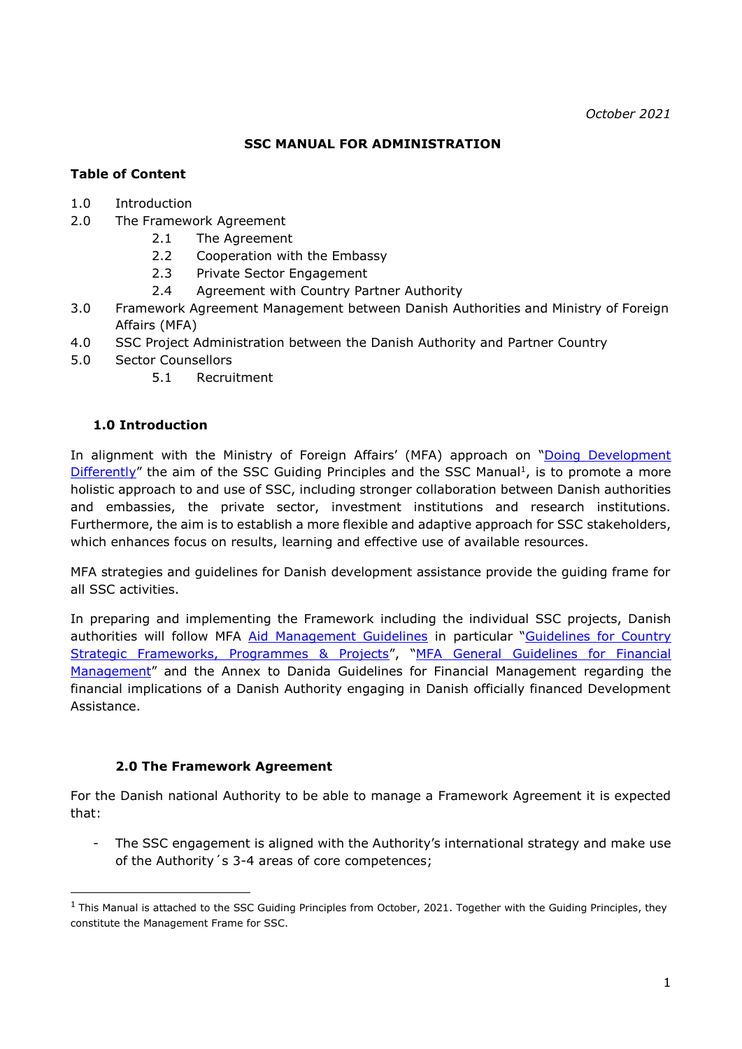*October 2021*

# SSC MANUAL FOR ADMINISTRATION

**Table of Content**

1.0 Introduction
2.0 The Framework Agreement
  2.1 The Agreement
  2.2 Cooperation with the Embassy
  2.3 Private Sector Engagement
  2.4 Agreement with Country Partner Authority
3.0 Framework Agreement Management between Danish Authorities and Ministry of Foreign Affairs (MFA)
4.0 SSC Project Administration between the Danish Authority and Partner Country
5.0 Sector Counsellors
  5.1 Recruitment

## 1.0 Introduction

In alignment with the Ministry of Foreign Affairs' (MFA) approach on "Doing Development Differently" the aim of the SSC Guiding Principles and the SSC Manual[1], is to promote a more holistic approach to and use of SSC, including stronger collaboration between Danish authorities and embassies, the private sector, investment institutions and research institutions. Furthermore, the aim is to establish a more flexible and adaptive approach for SSC stakeholders, which enhances focus on results, learning and effective use of available resources.

MFA strategies and guidelines for Danish development assistance provide the guiding frame for all SSC activities.

In preparing and implementing the Framework including the individual SSC projects, Danish authorities will follow MFA Aid Management Guidelines in particular "Guidelines for Country Strategic Frameworks, Programmes & Projects", "MFA General Guidelines for Financial Management" and the Annex to Danida Guidelines for Financial Management regarding the financial implications of a Danish Authority engaging in Danish officially financed Development Assistance.

## 2.0 The Framework Agreement

For the Danish national Authority to be able to manage a Framework Agreement it is expected that:

- The SSC engagement is aligned with the Authority's international strategy and make use of the Authority´s 3-4 areas of core competences;

[1] This Manual is attached to the SSC Guiding Principles from October, 2021. Together with the Guiding Principles, they constitute the Management Frame for SSC.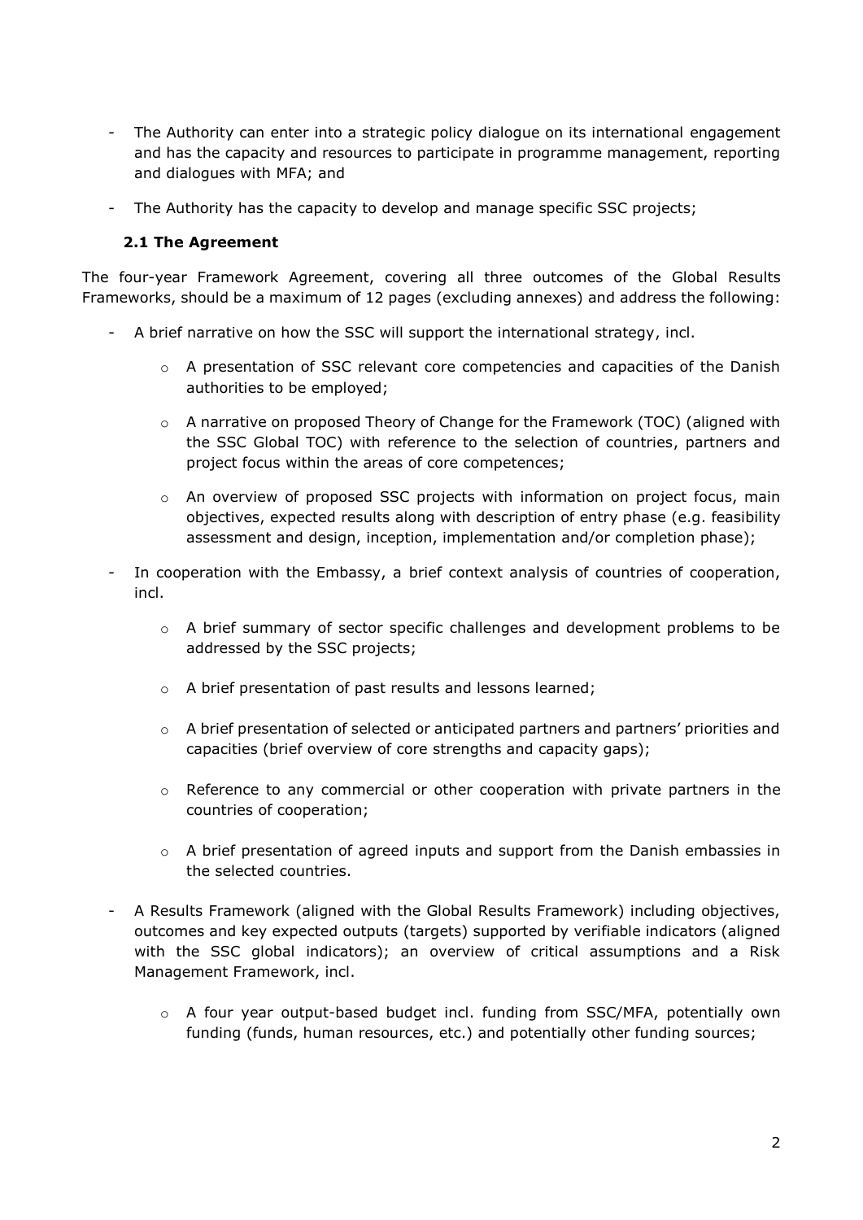- The Authority can enter into a strategic policy dialogue on its international engagement and has the capacity and resources to participate in programme management, reporting and dialogues with MFA; and

- The Authority has the capacity to develop and manage specific SSC projects;

### 2.1 The Agreement

The four-year Framework Agreement, covering all three outcomes of the Global Results Frameworks, should be a maximum of 12 pages (excluding annexes) and address the following:

- A brief narrative on how the SSC will support the international strategy, incl.
  - A presentation of SSC relevant core competencies and capacities of the Danish authorities to be employed;
  - A narrative on proposed Theory of Change for the Framework (TOC) (aligned with the SSC Global TOC) with reference to the selection of countries, partners and project focus within the areas of core competences;
  - An overview of proposed SSC projects with information on project focus, main objectives, expected results along with description of entry phase (e.g. feasibility assessment and design, inception, implementation and/or completion phase);
- In cooperation with the Embassy, a brief context analysis of countries of cooperation, incl.
  - A brief summary of sector specific challenges and development problems to be addressed by the SSC projects;
  - A brief presentation of past results and lessons learned;
  - A brief presentation of selected or anticipated partners and partners' priorities and capacities (brief overview of core strengths and capacity gaps);
  - Reference to any commercial or other cooperation with private partners in the countries of cooperation;
  - A brief presentation of agreed inputs and support from the Danish embassies in the selected countries.
- A Results Framework (aligned with the Global Results Framework) including objectives, outcomes and key expected outputs (targets) supported by verifiable indicators (aligned with the SSC global indicators); an overview of critical assumptions and a Risk Management Framework, incl.
  - A four year output-based budget incl. funding from SSC/MFA, potentially own funding (funds, human resources, etc.) and potentially other funding sources;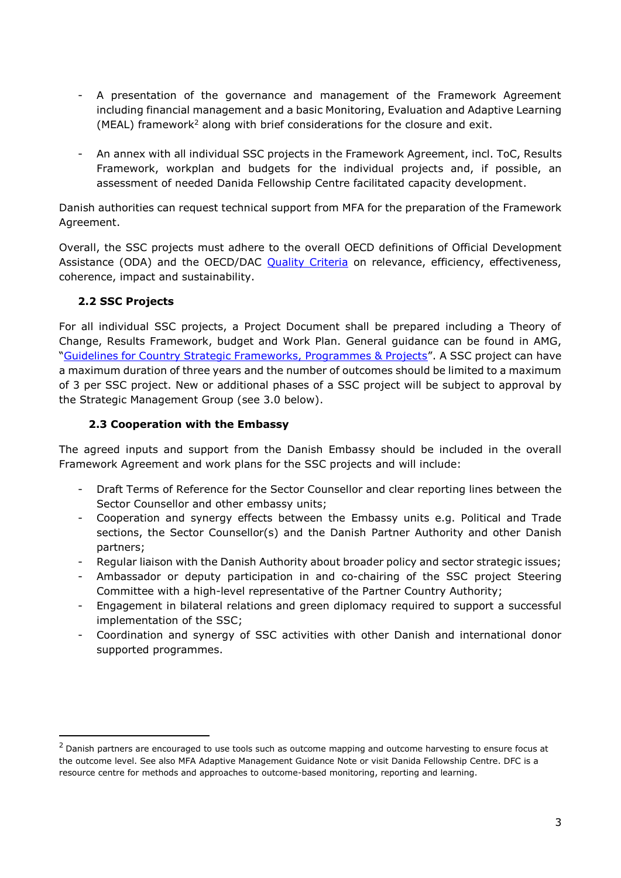- A presentation of the governance and management of the Framework Agreement including financial management and a basic Monitoring, Evaluation and Adaptive Learning (MEAL) framework[2] along with brief considerations for the closure and exit.

- An annex with all individual SSC projects in the Framework Agreement, incl. ToC, Results Framework, workplan and budgets for the individual projects and, if possible, an assessment of needed Danida Fellowship Centre facilitated capacity development.

Danish authorities can request technical support from MFA for the preparation of the Framework Agreement.

Overall, the SSC projects must adhere to the overall OECD definitions of Official Development Assistance (ODA) and the OECD/DAC Quality Criteria on relevance, efficiency, effectiveness, coherence, impact and sustainability.

### 2.2 SSC Projects

For all individual SSC projects, a Project Document shall be prepared including a Theory of Change, Results Framework, budget and Work Plan. General guidance can be found in AMG, "Guidelines for Country Strategic Frameworks, Programmes & Projects". A SSC project can have a maximum duration of three years and the number of outcomes should be limited to a maximum of 3 per SSC project. New or additional phases of a SSC project will be subject to approval by the Strategic Management Group (see 3.0 below).

### 2.3 Cooperation with the Embassy

The agreed inputs and support from the Danish Embassy should be included in the overall Framework Agreement and work plans for the SSC projects and will include:

- Draft Terms of Reference for the Sector Counsellor and clear reporting lines between the Sector Counsellor and other embassy units;
- Cooperation and synergy effects between the Embassy units e.g. Political and Trade sections, the Sector Counsellor(s) and the Danish Partner Authority and other Danish partners;
- Regular liaison with the Danish Authority about broader policy and sector strategic issues;
- Ambassador or deputy participation in and co-chairing of the SSC project Steering Committee with a high-level representative of the Partner Country Authority;
- Engagement in bilateral relations and green diplomacy required to support a successful implementation of the SSC;
- Coordination and synergy of SSC activities with other Danish and international donor supported programmes.

---

[2] Danish partners are encouraged to use tools such as outcome mapping and outcome harvesting to ensure focus at the outcome level. See also MFA Adaptive Management Guidance Note or visit Danida Fellowship Centre. DFC is a resource centre for methods and approaches to outcome-based monitoring, reporting and learning.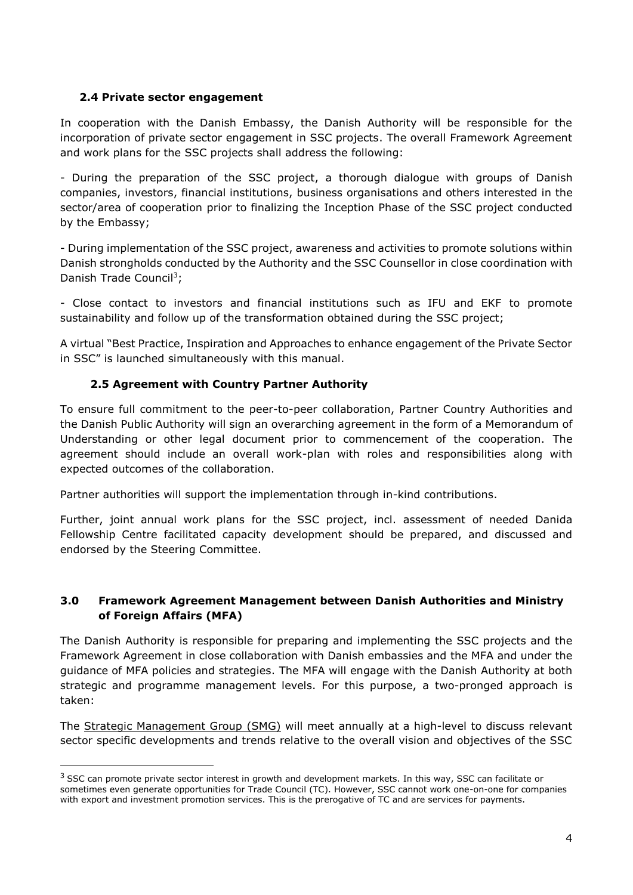### 2.4 Private sector engagement

In cooperation with the Danish Embassy, the Danish Authority will be responsible for the incorporation of private sector engagement in SSC projects. The overall Framework Agreement and work plans for the SSC projects shall address the following:

- During the preparation of the SSC project, a thorough dialogue with groups of Danish companies, investors, financial institutions, business organisations and others interested in the sector/area of cooperation prior to finalizing the Inception Phase of the SSC project conducted by the Embassy;

- During implementation of the SSC project, awareness and activities to promote solutions within Danish strongholds conducted by the Authority and the SSC Counsellor in close coordination with Danish Trade Council[3];

- Close contact to investors and financial institutions such as IFU and EKF to promote sustainability and follow up of the transformation obtained during the SSC project;

A virtual "Best Practice, Inspiration and Approaches to enhance engagement of the Private Sector in SSC" is launched simultaneously with this manual.

### 2.5 Agreement with Country Partner Authority

To ensure full commitment to the peer-to-peer collaboration, Partner Country Authorities and the Danish Public Authority will sign an overarching agreement in the form of a Memorandum of Understanding or other legal document prior to commencement of the cooperation. The agreement should include an overall work-plan with roles and responsibilities along with expected outcomes of the collaboration.

Partner authorities will support the implementation through in-kind contributions.

Further, joint annual work plans for the SSC project, incl. assessment of needed Danida Fellowship Centre facilitated capacity development should be prepared, and discussed and endorsed by the Steering Committee.

## 3.0 Framework Agreement Management between Danish Authorities and Ministry of Foreign Affairs (MFA)

The Danish Authority is responsible for preparing and implementing the SSC projects and the Framework Agreement in close collaboration with Danish embassies and the MFA and under the guidance of MFA policies and strategies. The MFA will engage with the Danish Authority at both strategic and programme management levels. For this purpose, a two-pronged approach is taken:

The Strategic Management Group (SMG) will meet annually at a high-level to discuss relevant sector specific developments and trends relative to the overall vision and objectives of the SSC

---

[3] SSC can promote private sector interest in growth and development markets. In this way, SSC can facilitate or sometimes even generate opportunities for Trade Council (TC). However, SSC cannot work one-on-one for companies with export and investment promotion services. This is the prerogative of TC and are services for payments.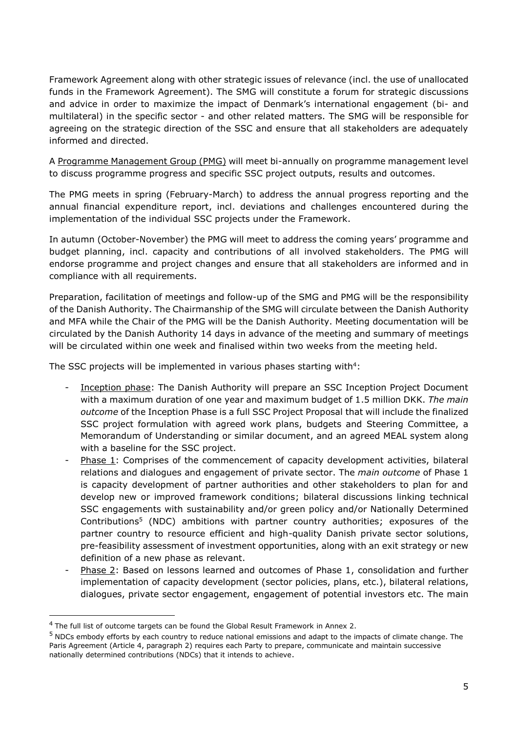Framework Agreement along with other strategic issues of relevance (incl. the use of unallocated funds in the Framework Agreement). The SMG will constitute a forum for strategic discussions and advice in order to maximize the impact of Denmark's international engagement (bi- and multilateral) in the specific sector - and other related matters. The SMG will be responsible for agreeing on the strategic direction of the SSC and ensure that all stakeholders are adequately informed and directed.

A Programme Management Group (PMG) will meet bi-annually on programme management level to discuss programme progress and specific SSC project outputs, results and outcomes.

The PMG meets in spring (February-March) to address the annual progress reporting and the annual financial expenditure report, incl. deviations and challenges encountered during the implementation of the individual SSC projects under the Framework.

In autumn (October-November) the PMG will meet to address the coming years' programme and budget planning, incl. capacity and contributions of all involved stakeholders. The PMG will endorse programme and project changes and ensure that all stakeholders are informed and in compliance with all requirements.

Preparation, facilitation of meetings and follow-up of the SMG and PMG will be the responsibility of the Danish Authority. The Chairmanship of the SMG will circulate between the Danish Authority and MFA while the Chair of the PMG will be the Danish Authority. Meeting documentation will be circulated by the Danish Authority 14 days in advance of the meeting and summary of meetings will be circulated within one week and finalised within two weeks from the meeting held.

The SSC projects will be implemented in various phases starting with[4]:

- Inception phase: The Danish Authority will prepare an SSC Inception Project Document with a maximum duration of one year and maximum budget of 1.5 million DKK. *The main outcome* of the Inception Phase is a full SSC Project Proposal that will include the finalized SSC project formulation with agreed work plans, budgets and Steering Committee, a Memorandum of Understanding or similar document, and an agreed MEAL system along with a baseline for the SSC project.
- Phase 1: Comprises of the commencement of capacity development activities, bilateral relations and dialogues and engagement of private sector. The *main outcome* of Phase 1 is capacity development of partner authorities and other stakeholders to plan for and develop new or improved framework conditions; bilateral discussions linking technical SSC engagements with sustainability and/or green policy and/or Nationally Determined Contributions[5] (NDC) ambitions with partner country authorities; exposures of the partner country to resource efficient and high-quality Danish private sector solutions, pre-feasibility assessment of investment opportunities, along with an exit strategy or new definition of a new phase as relevant.
- Phase 2: Based on lessons learned and outcomes of Phase 1, consolidation and further implementation of capacity development (sector policies, plans, etc.), bilateral relations, dialogues, private sector engagement, engagement of potential investors etc. The main

---

[4] The full list of outcome targets can be found the Global Result Framework in Annex 2.

[5] NDCs embody efforts by each country to reduce national emissions and adapt to the impacts of climate change. The Paris Agreement (Article 4, paragraph 2) requires each Party to prepare, communicate and maintain successive nationally determined contributions (NDCs) that it intends to achieve.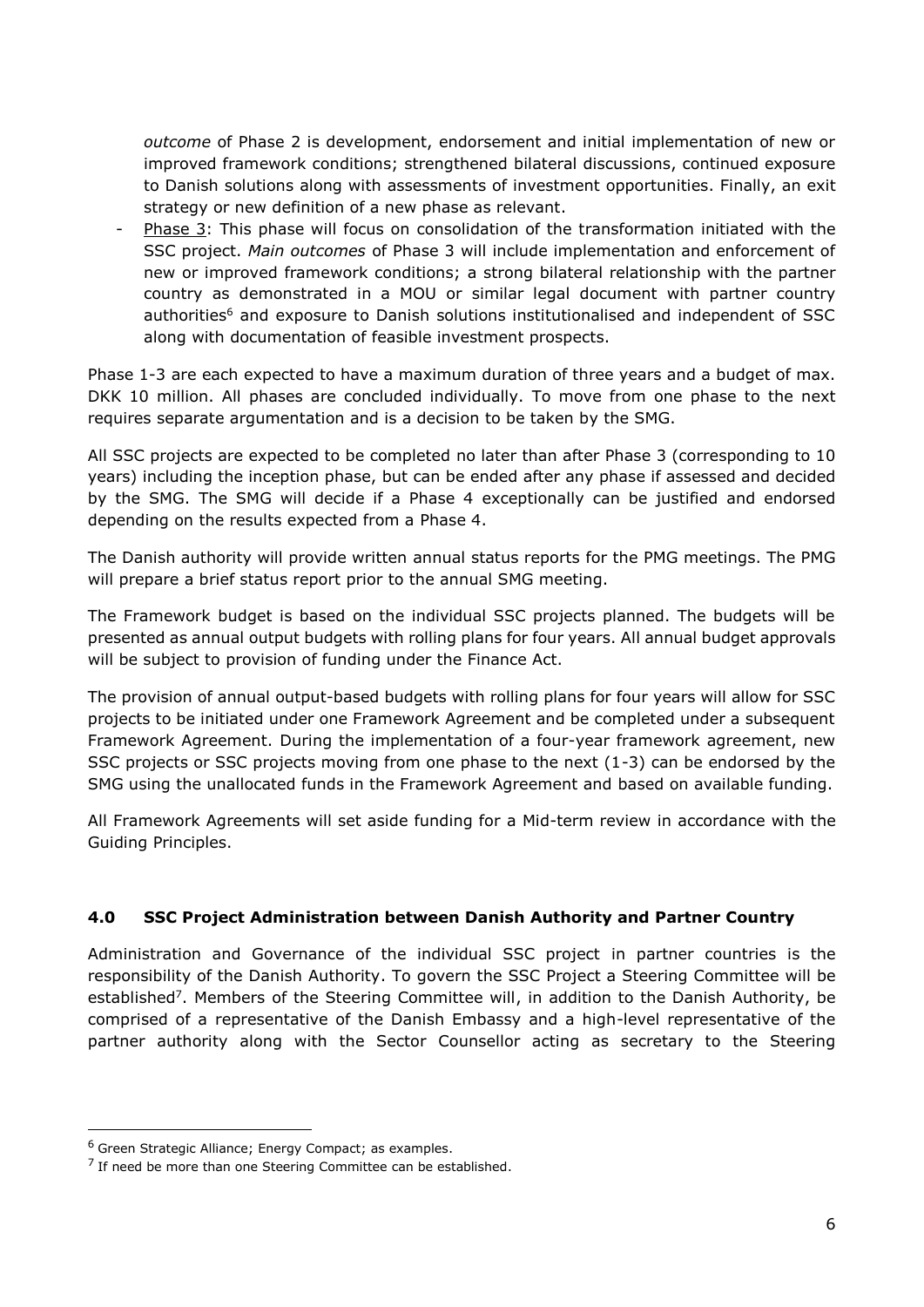*outcome* of Phase 2 is development, endorsement and initial implementation of new or improved framework conditions; strengthened bilateral discussions, continued exposure to Danish solutions along with assessments of investment opportunities. Finally, an exit strategy or new definition of a new phase as relevant.

- Phase 3: This phase will focus on consolidation of the transformation initiated with the SSC project. *Main outcomes* of Phase 3 will include implementation and enforcement of new or improved framework conditions; a strong bilateral relationship with the partner country as demonstrated in a MOU or similar legal document with partner country authorities[6] and exposure to Danish solutions institutionalised and independent of SSC along with documentation of feasible investment prospects.

Phase 1-3 are each expected to have a maximum duration of three years and a budget of max. DKK 10 million. All phases are concluded individually. To move from one phase to the next requires separate argumentation and is a decision to be taken by the SMG.

All SSC projects are expected to be completed no later than after Phase 3 (corresponding to 10 years) including the inception phase, but can be ended after any phase if assessed and decided by the SMG. The SMG will decide if a Phase 4 exceptionally can be justified and endorsed depending on the results expected from a Phase 4.

The Danish authority will provide written annual status reports for the PMG meetings. The PMG will prepare a brief status report prior to the annual SMG meeting.

The Framework budget is based on the individual SSC projects planned. The budgets will be presented as annual output budgets with rolling plans for four years. All annual budget approvals will be subject to provision of funding under the Finance Act.

The provision of annual output-based budgets with rolling plans for four years will allow for SSC projects to be initiated under one Framework Agreement and be completed under a subsequent Framework Agreement. During the implementation of a four-year framework agreement, new SSC projects or SSC projects moving from one phase to the next (1-3) can be endorsed by the SMG using the unallocated funds in the Framework Agreement and based on available funding.

All Framework Agreements will set aside funding for a Mid-term review in accordance with the Guiding Principles.

## 4.0 SSC Project Administration between Danish Authority and Partner Country

Administration and Governance of the individual SSC project in partner countries is the responsibility of the Danish Authority. To govern the SSC Project a Steering Committee will be established[7]. Members of the Steering Committee will, in addition to the Danish Authority, be comprised of a representative of the Danish Embassy and a high-level representative of the partner authority along with the Sector Counsellor acting as secretary to the Steering

---

[6] Green Strategic Alliance; Energy Compact; as examples.

[7] If need be more than one Steering Committee can be established.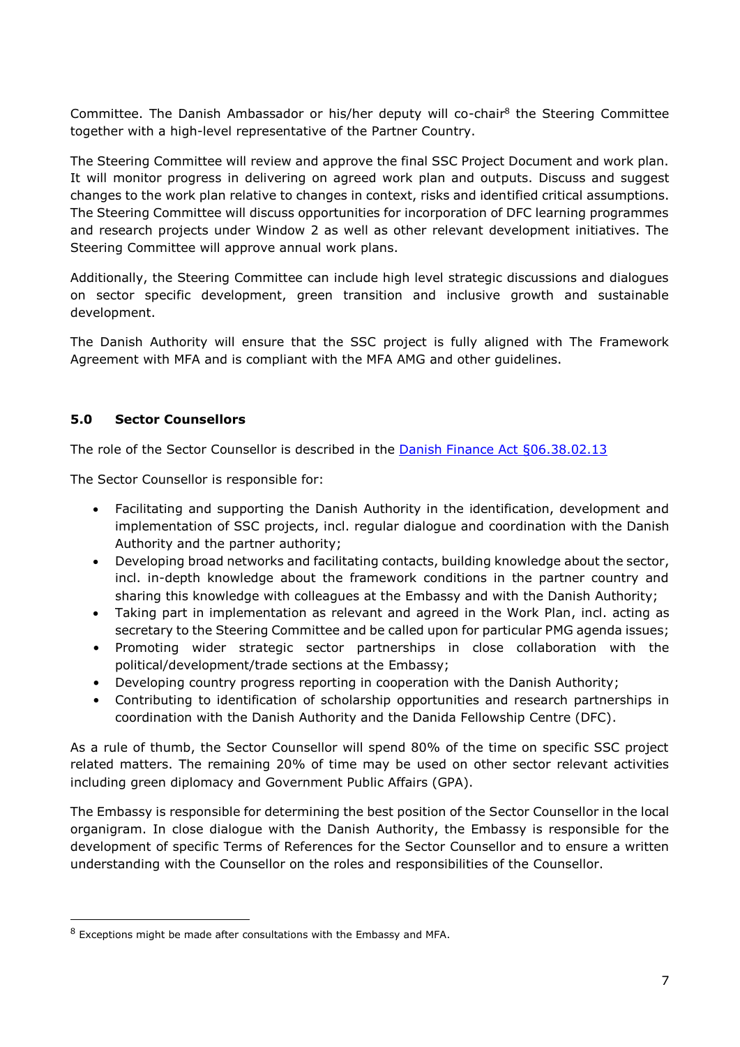Committee. The Danish Ambassador or his/her deputy will co-chair[8] the Steering Committee together with a high-level representative of the Partner Country.

The Steering Committee will review and approve the final SSC Project Document and work plan. It will monitor progress in delivering on agreed work plan and outputs. Discuss and suggest changes to the work plan relative to changes in context, risks and identified critical assumptions. The Steering Committee will discuss opportunities for incorporation of DFC learning programmes and research projects under Window 2 as well as other relevant development initiatives. The Steering Committee will approve annual work plans.

Additionally, the Steering Committee can include high level strategic discussions and dialogues on sector specific development, green transition and inclusive growth and sustainable development.

The Danish Authority will ensure that the SSC project is fully aligned with The Framework Agreement with MFA and is compliant with the MFA AMG and other guidelines.

## 5.0 Sector Counsellors

The role of the Sector Counsellor is described in the [Danish Finance Act §06.38.02.13]()

The Sector Counsellor is responsible for:

- Facilitating and supporting the Danish Authority in the identification, development and implementation of SSC projects, incl. regular dialogue and coordination with the Danish Authority and the partner authority;
- Developing broad networks and facilitating contacts, building knowledge about the sector, incl. in-depth knowledge about the framework conditions in the partner country and sharing this knowledge with colleagues at the Embassy and with the Danish Authority;
- Taking part in implementation as relevant and agreed in the Work Plan, incl. acting as secretary to the Steering Committee and be called upon for particular PMG agenda issues;
- Promoting wider strategic sector partnerships in close collaboration with the political/development/trade sections at the Embassy;
- Developing country progress reporting in cooperation with the Danish Authority;
- Contributing to identification of scholarship opportunities and research partnerships in coordination with the Danish Authority and the Danida Fellowship Centre (DFC).

As a rule of thumb, the Sector Counsellor will spend 80% of the time on specific SSC project related matters. The remaining 20% of time may be used on other sector relevant activities including green diplomacy and Government Public Affairs (GPA).

The Embassy is responsible for determining the best position of the Sector Counsellor in the local organigram. In close dialogue with the Danish Authority, the Embassy is responsible for the development of specific Terms of References for the Sector Counsellor and to ensure a written understanding with the Counsellor on the roles and responsibilities of the Counsellor.

---

[8] Exceptions might be made after consultations with the Embassy and MFA.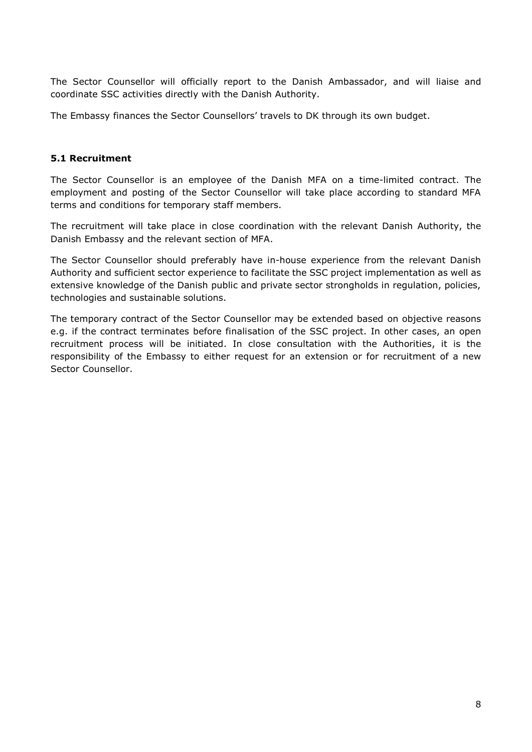The Sector Counsellor will officially report to the Danish Ambassador, and will liaise and coordinate SSC activities directly with the Danish Authority.

The Embassy finances the Sector Counsellors' travels to DK through its own budget.

### 5.1 Recruitment

The Sector Counsellor is an employee of the Danish MFA on a time-limited contract. The employment and posting of the Sector Counsellor will take place according to standard MFA terms and conditions for temporary staff members.

The recruitment will take place in close coordination with the relevant Danish Authority, the Danish Embassy and the relevant section of MFA.

The Sector Counsellor should preferably have in-house experience from the relevant Danish Authority and sufficient sector experience to facilitate the SSC project implementation as well as extensive knowledge of the Danish public and private sector strongholds in regulation, policies, technologies and sustainable solutions.

The temporary contract of the Sector Counsellor may be extended based on objective reasons e.g. if the contract terminates before finalisation of the SSC project. In other cases, an open recruitment process will be initiated. In close consultation with the Authorities, it is the responsibility of the Embassy to either request for an extension or for recruitment of a new Sector Counsellor.